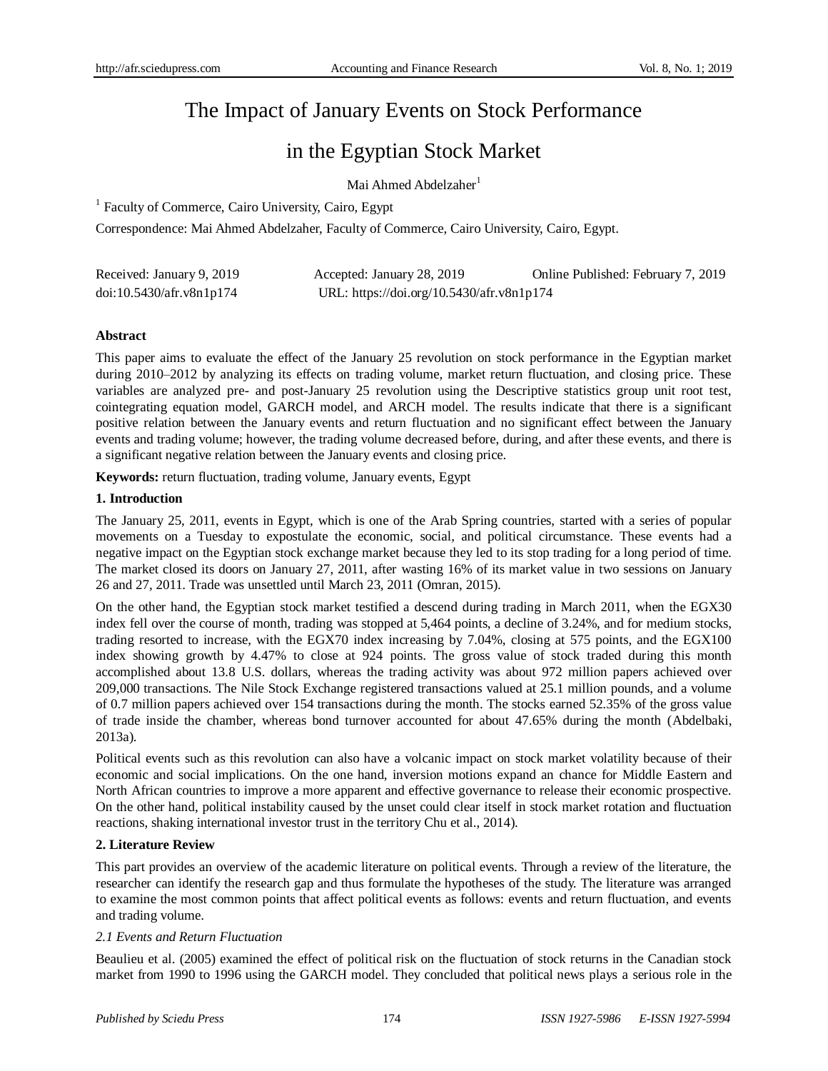# The Impact of January Events on Stock Performance in the Egyptian Stock Market

Mai Ahmed Abdelzaher[1]

[1] Faculty of Commerce, Cairo University, Cairo, Egypt

Correspondence: Mai Ahmed Abdelzaher, Faculty of Commerce, Cairo University, Cairo, Egypt.

Received: January 9, 2019 Accepted: January 28, 2019 Online Published: February 7, 2019

doi:10.5430/afr.v8n1p174 URL: https://doi.org/10.5430/afr.v8n1p174

**Abstract**

This paper aims to evaluate the effect of the January 25 revolution on stock performance in the Egyptian market during 2010–2012 by analyzing its effects on trading volume, market return fluctuation, and closing price. These variables are analyzed pre- and post-January 25 revolution using the Descriptive statistics group unit root test, cointegrating equation model, GARCH model, and ARCH model. The results indicate that there is a significant positive relation between the January events and return fluctuation and no significant effect between the January events and trading volume; however, the trading volume decreased before, during, and after these events, and there is a significant negative relation between the January events and closing price.

**Keywords:** return fluctuation, trading volume, January events, Egypt

## 1. Introduction

The January 25, 2011, events in Egypt, which is one of the Arab Spring countries, started with a series of popular movements on a Tuesday to expostulate the economic, social, and political circumstance. These events had a negative impact on the Egyptian stock exchange market because they led to its stop trading for a long period of time. The market closed its doors on January 27, 2011, after wasting 16% of its market value in two sessions on January 26 and 27, 2011. Trade was unsettled until March 23, 2011 (Omran, 2015).

On the other hand, the Egyptian stock market testified a descend during trading in March 2011, when the EGX30 index fell over the course of month, trading was stopped at 5,464 points, a decline of 3.24%, and for medium stocks, trading resorted to increase, with the EGX70 index increasing by 7.04%, closing at 575 points, and the EGX100 index showing growth by 4.47% to close at 924 points. The gross value of stock traded during this month accomplished about 13.8 U.S. dollars, whereas the trading activity was about 972 million papers achieved over 209,000 transactions. The Nile Stock Exchange registered transactions valued at 25.1 million pounds, and a volume of 0.7 million papers achieved over 154 transactions during the month. The stocks earned 52.35% of the gross value of trade inside the chamber, whereas bond turnover accounted for about 47.65% during the month (Abdelbaki, 2013a).

Political events such as this revolution can also have a volcanic impact on stock market volatility because of their economic and social implications. On the one hand, inversion motions expand an chance for Middle Eastern and North African countries to improve a more apparent and effective governance to release their economic prospective. On the other hand, political instability caused by the unset could clear itself in stock market rotation and fluctuation reactions, shaking international investor trust in the territory Chu et al., 2014).

## 2. Literature Review

This part provides an overview of the academic literature on political events. Through a review of the literature, the researcher can identify the research gap and thus formulate the hypotheses of the study. The literature was arranged to examine the most common points that affect political events as follows: events and return fluctuation, and events and trading volume.

### *2.1 Events and Return Fluctuation*

Beaulieu et al. (2005) examined the effect of political risk on the fluctuation of stock returns in the Canadian stock market from 1990 to 1996 using the GARCH model. They concluded that political news plays a serious role in the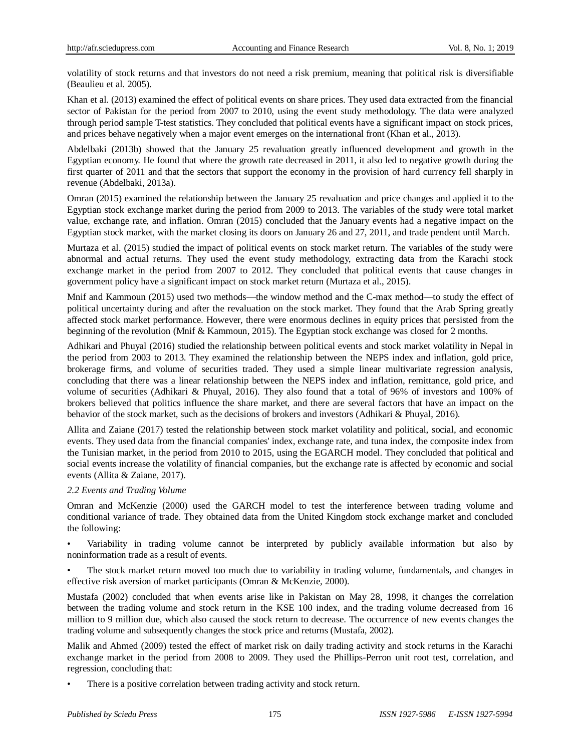volatility of stock returns and that investors do not need a risk premium, meaning that political risk is diversifiable (Beaulieu et al. 2005).

Khan et al. (2013) examined the effect of political events on share prices. They used data extracted from the financial sector of Pakistan for the period from 2007 to 2010, using the event study methodology. The data were analyzed through period sample T-test statistics. They concluded that political events have a significant impact on stock prices, and prices behave negatively when a major event emerges on the international front (Khan et al., 2013).

Abdelbaki (2013b) showed that the January 25 revaluation greatly influenced development and growth in the Egyptian economy. He found that where the growth rate decreased in 2011, it also led to negative growth during the first quarter of 2011 and that the sectors that support the economy in the provision of hard currency fell sharply in revenue (Abdelbaki, 2013a).

Omran (2015) examined the relationship between the January 25 revaluation and price changes and applied it to the Egyptian stock exchange market during the period from 2009 to 2013. The variables of the study were total market value, exchange rate, and inflation. Omran (2015) concluded that the January events had a negative impact on the Egyptian stock market, with the market closing its doors on January 26 and 27, 2011, and trade pendent until March.

Murtaza et al. (2015) studied the impact of political events on stock market return. The variables of the study were abnormal and actual returns. They used the event study methodology, extracting data from the Karachi stock exchange market in the period from 2007 to 2012. They concluded that political events that cause changes in government policy have a significant impact on stock market return (Murtaza et al., 2015).

Mnif and Kammoun (2015) used two methods—the window method and the C-max method—to study the effect of political uncertainty during and after the revaluation on the stock market. They found that the Arab Spring greatly affected stock market performance. However, there were enormous declines in equity prices that persisted from the beginning of the revolution (Mnif & Kammoun, 2015). The Egyptian stock exchange was closed for 2 months.

Adhikari and Phuyal (2016) studied the relationship between political events and stock market volatility in Nepal in the period from 2003 to 2013. They examined the relationship between the NEPS index and inflation, gold price, brokerage firms, and volume of securities traded. They used a simple linear multivariate regression analysis, concluding that there was a linear relationship between the NEPS index and inflation, remittance, gold price, and volume of securities (Adhikari & Phuyal, 2016). They also found that a total of 96% of investors and 100% of brokers believed that politics influence the share market, and there are several factors that have an impact on the behavior of the stock market, such as the decisions of brokers and investors (Adhikari & Phuyal, 2016).

Allita and Zaiane (2017) tested the relationship between stock market volatility and political, social, and economic events. They used data from the financial companies' index, exchange rate, and tuna index, the composite index from the Tunisian market, in the period from 2010 to 2015, using the EGARCH model. They concluded that political and social events increase the volatility of financial companies, but the exchange rate is affected by economic and social events (Allita & Zaiane, 2017).

### *2.2 Events and Trading Volume*

Omran and McKenzie (2000) used the GARCH model to test the interference between trading volume and conditional variance of trade. They obtained data from the United Kingdom stock exchange market and concluded the following:

- Variability in trading volume cannot be interpreted by publicly available information but also by noninformation trade as a result of events.
- The stock market return moved too much due to variability in trading volume, fundamentals, and changes in effective risk aversion of market participants (Omran & McKenzie, 2000).

Mustafa (2002) concluded that when events arise like in Pakistan on May 28, 1998, it changes the correlation between the trading volume and stock return in the KSE 100 index, and the trading volume decreased from 16 million to 9 million due, which also caused the stock return to decrease. The occurrence of new events changes the trading volume and subsequently changes the stock price and returns (Mustafa, 2002).

Malik and Ahmed (2009) tested the effect of market risk on daily trading activity and stock returns in the Karachi exchange market in the period from 2008 to 2009. They used the Phillips-Perron unit root test, correlation, and regression, concluding that:

- There is a positive correlation between trading activity and stock return.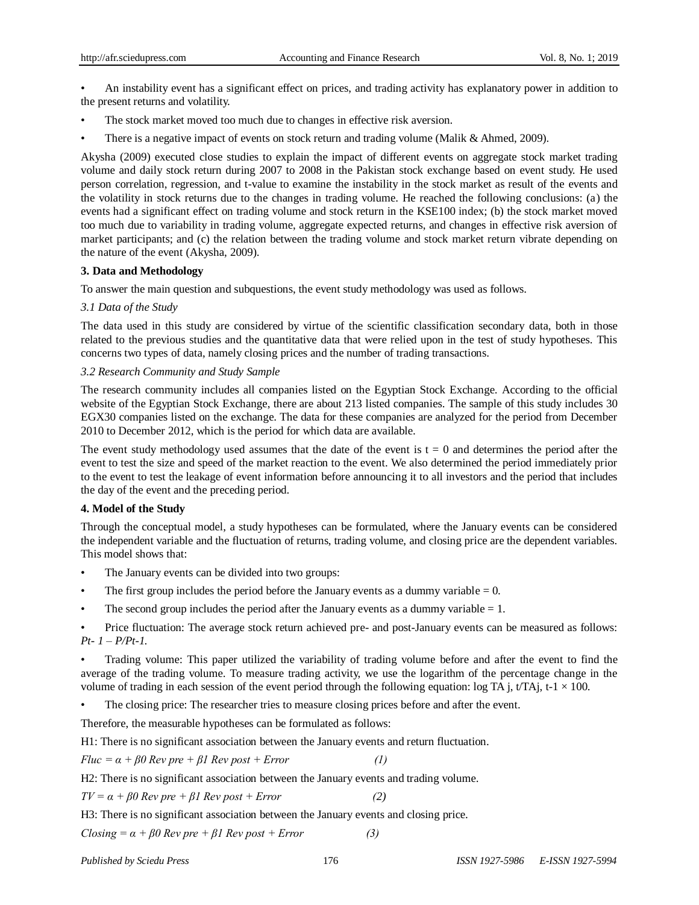- An instability event has a significant effect on prices, and trading activity has explanatory power in addition to the present returns and volatility.
- The stock market moved too much due to changes in effective risk aversion.
- There is a negative impact of events on stock return and trading volume (Malik & Ahmed, 2009).

Akysha (2009) executed close studies to explain the impact of different events on aggregate stock market trading volume and daily stock return during 2007 to 2008 in the Pakistan stock exchange based on event study. He used person correlation, regression, and t-value to examine the instability in the stock market as result of the events and the volatility in stock returns due to the changes in trading volume. He reached the following conclusions: (a) the events had a significant effect on trading volume and stock return in the KSE100 index; (b) the stock market moved too much due to variability in trading volume, aggregate expected returns, and changes in effective risk aversion of market participants; and (c) the relation between the trading volume and stock market return vibrate depending on the nature of the event (Akysha, 2009).

## 3. Data and Methodology

To answer the main question and subquestions, the event study methodology was used as follows.

### *3.1 Data of the Study*

The data used in this study are considered by virtue of the scientific classification secondary data, both in those related to the previous studies and the quantitative data that were relied upon in the test of study hypotheses. This concerns two types of data, namely closing prices and the number of trading transactions.

### *3.2 Research Community and Study Sample*

The research community includes all companies listed on the Egyptian Stock Exchange. According to the official website of the Egyptian Stock Exchange, there are about 213 listed companies. The sample of this study includes 30 EGX30 companies listed on the exchange. The data for these companies are analyzed for the period from December 2010 to December 2012, which is the period for which data are available.

The event study methodology used assumes that the date of the event is $t = 0$ and determines the period after the event to test the size and speed of the market reaction to the event. We also determined the period immediately prior to the event to test the leakage of event information before announcing it to all investors and the period that includes the day of the event and the preceding period.

## 4. Model of the Study

Through the conceptual model, a study hypotheses can be formulated, where the January events can be considered the independent variable and the fluctuation of returns, trading volume, and closing price are the dependent variables. This model shows that:

- The January events can be divided into two groups:
- The first group includes the period before the January events as a dummy variable = 0.
- The second group includes the period after the January events as a dummy variable = 1.
- Price fluctuation: The average stock return achieved pre- and post-January events can be measured as follows: $P_{t-1} – P/P_{t-1}$.
- Trading volume: This paper utilized the variability of trading volume before and after the event to find the average of the trading volume. To measure trading activity, we use the logarithm of the percentage change in the volume of trading in each session of the event period through the following equation: $\log TA_{j,t}/TA_{j,t-1} \times 100$.
- The closing price: The researcher tries to measure closing prices before and after the event.

Therefore, the measurable hypotheses can be formulated as follows:

H1: There is no significant association between the January events and return fluctuation.

$$Fluc = \alpha + \beta_0 \, Rev\ pre + \beta_1 \, Rev\ post + Error \quad (1)$$

H2: There is no significant association between the January events and trading volume.

$$TV = \alpha + \beta_0 \, Rev\ pre + \beta_1 \, Rev\ post + Error \quad (2)$$

H3: There is no significant association between the January events and closing price.

$$Closing = \alpha + \beta_0 \, Rev\ pre + \beta_1 \, Rev\ post + Error \quad (3)$$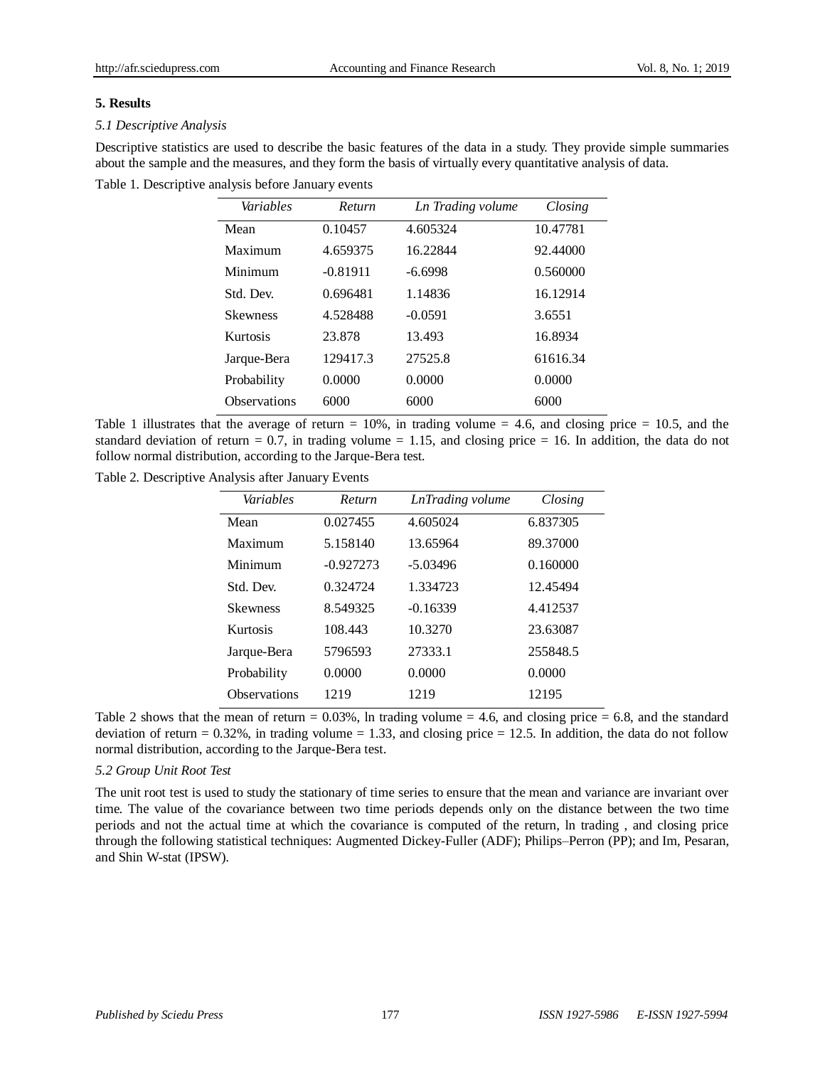## 5. Results

### *5.1 Descriptive Analysis*

Descriptive statistics are used to describe the basic features of the data in a study. They provide simple summaries about the sample and the measures, and they form the basis of virtually every quantitative analysis of data.

Table 1. Descriptive analysis before January events

| *Variables* | *Return* | *Ln Trading volume* | *Closing* |
|---|---|---|---|
| Mean | 0.10457 | 4.605324 | 10.47781 |
| Maximum | 4.659375 | 16.22844 | 92.44000 |
| Minimum | -0.81911 | -6.6998 | 0.560000 |
| Std. Dev. | 0.696481 | 1.14836 | 16.12914 |
| Skewness | 4.528488 | -0.0591 | 3.6551 |
| Kurtosis | 23.878 | 13.493 | 16.8934 |
| Jarque-Bera | 129417.3 | 27525.8 | 61616.34 |
| Probability | 0.0000 | 0.0000 | 0.0000 |
| Observations | 6000 | 6000 | 6000 |

Table 1 illustrates that the average of return = 10%, in trading volume = 4.6, and closing price = 10.5, and the standard deviation of return = 0.7, in trading volume = 1.15, and closing price = 16. In addition, the data do not follow normal distribution, according to the Jarque-Bera test.

Table 2. Descriptive Analysis after January Events

| *Variables* | *Return* | *LnTrading volume* | *Closing* |
|---|---|---|---|
| Mean | 0.027455 | 4.605024 | 6.837305 |
| Maximum | 5.158140 | 13.65964 | 89.37000 |
| Minimum | -0.927273 | -5.03496 | 0.160000 |
| Std. Dev. | 0.324724 | 1.334723 | 12.45494 |
| Skewness | 8.549325 | -0.16339 | 4.412537 |
| Kurtosis | 108.443 | 10.3270 | 23.63087 |
| Jarque-Bera | 5796593 | 27333.1 | 255848.5 |
| Probability | 0.0000 | 0.0000 | 0.0000 |
| Observations | 1219 | 1219 | 12195 |

Table 2 shows that the mean of return = 0.03%, ln trading volume = 4.6, and closing price = 6.8, and the standard deviation of return = 0.32%, in trading volume = 1.33, and closing price = 12.5. In addition, the data do not follow normal distribution, according to the Jarque-Bera test.

### *5.2 Group Unit Root Test*

The unit root test is used to study the stationary of time series to ensure that the mean and variance are invariant over time. The value of the covariance between two time periods depends only on the distance between the two time periods and not the actual time at which the covariance is computed of the return, ln trading , and closing price through the following statistical techniques: Augmented Dickey-Fuller (ADF); Philips–Perron (PP); and Im, Pesaran, and Shin W-stat (IPSW).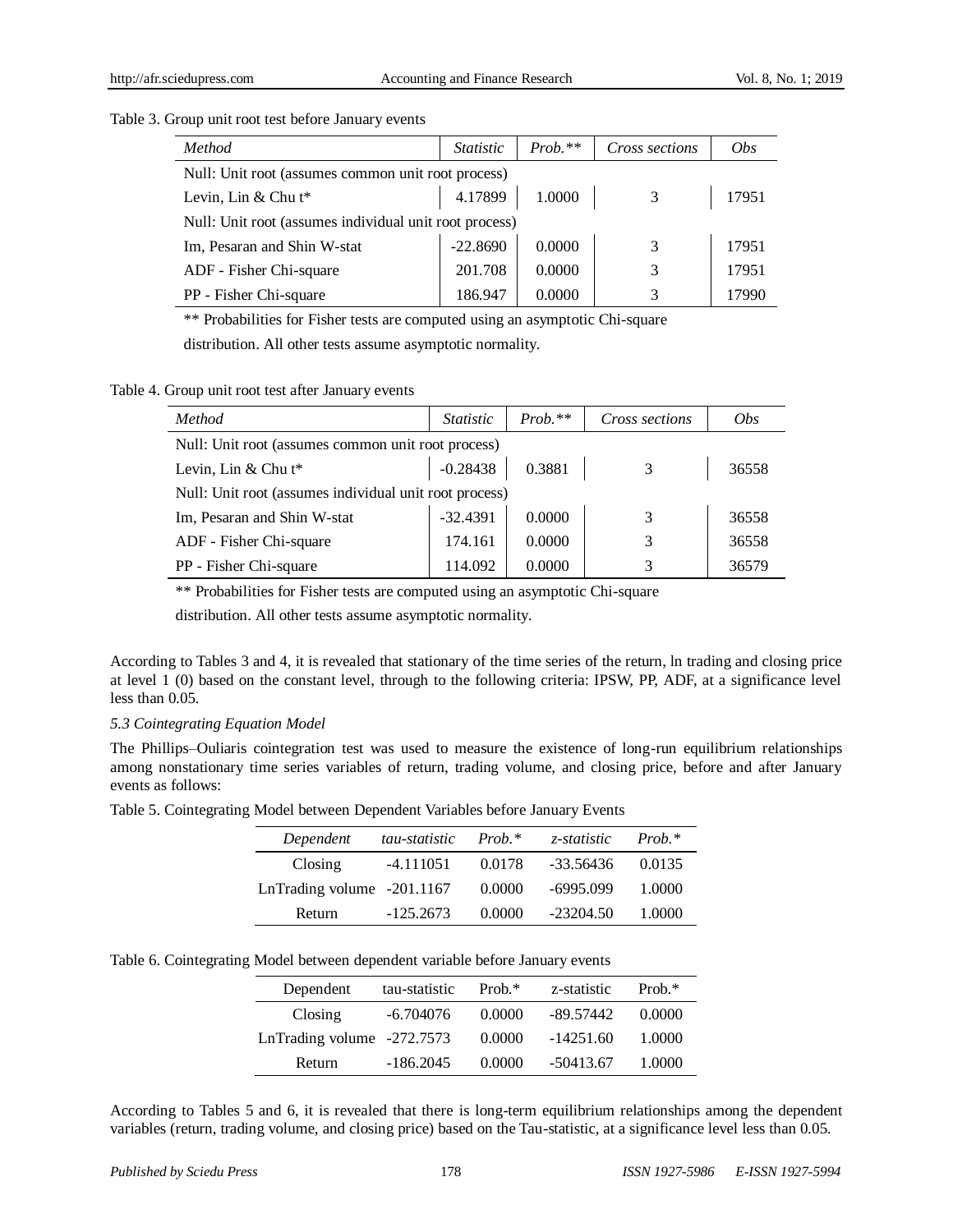Table 3. Group unit root test before January events

| *Method* | *Statistic* | *Prob.*** | *Cross sections* | *Obs* |
|---|---|---|---|---|
| Null: Unit root (assumes common unit root process) | | | | |
| Levin, Lin & Chu t* | 4.17899 | 1.0000 | 3 | 17951 |
| Null: Unit root (assumes individual unit root process) | | | | |
| Im, Pesaran and Shin W-stat | -22.8690 | 0.0000 | 3 | 17951 |
| ADF - Fisher Chi-square | 201.708 | 0.0000 | 3 | 17951 |
| PP - Fisher Chi-square | 186.947 | 0.0000 | 3 | 17990 |

** Probabilities for Fisher tests are computed using an asymptotic Chi-square distribution. All other tests assume asymptotic normality.

Table 4. Group unit root test after January events

| *Method* | *Statistic* | *Prob.*** | *Cross sections* | *Obs* |
|---|---|---|---|---|
| Null: Unit root (assumes common unit root process) | | | | |
| Levin, Lin & Chu t* | -0.28438 | 0.3881 | 3 | 36558 |
| Null: Unit root (assumes individual unit root process) | | | | |
| Im, Pesaran and Shin W-stat | -32.4391 | 0.0000 | 3 | 36558 |
| ADF - Fisher Chi-square | 174.161 | 0.0000 | 3 | 36558 |
| PP - Fisher Chi-square | 114.092 | 0.0000 | 3 | 36579 |

** Probabilities for Fisher tests are computed using an asymptotic Chi-square distribution. All other tests assume asymptotic normality.

According to Tables 3 and 4, it is revealed that stationary of the time series of the return, ln trading and closing price at level 1 (0) based on the constant level, through to the following criteria: IPSW, PP, ADF, at a significance level less than 0.05.

### *5.3 Cointegrating Equation Model*

The Phillips–Ouliaris cointegration test was used to measure the existence of long-run equilibrium relationships among nonstationary time series variables of return, trading volume, and closing price, before and after January events as follows:

Table 5. Cointegrating Model between Dependent Variables before January Events

| *Dependent* | *tau-statistic* | *Prob.** | *z-statistic* | *Prob.** |
|---|---|---|---|---|
| Closing | -4.111051 | 0.0178 | -33.56436 | 0.0135 |
| LnTrading volume | -201.1167 | 0.0000 | -6995.099 | 1.0000 |
| Return | -125.2673 | 0.0000 | -23204.50 | 1.0000 |

Table 6. Cointegrating Model between dependent variable before January events

| Dependent | tau-statistic | Prob.* | z-statistic | Prob.* |
|---|---|---|---|---|
| Closing | -6.704076 | 0.0000 | -89.57442 | 0.0000 |
| LnTrading volume | -272.7573 | 0.0000 | -14251.60 | 1.0000 |
| Return | -186.2045 | 0.0000 | -50413.67 | 1.0000 |

According to Tables 5 and 6, it is revealed that there is long-term equilibrium relationships among the dependent variables (return, trading volume, and closing price) based on the Tau-statistic, at a significance level less than 0.05.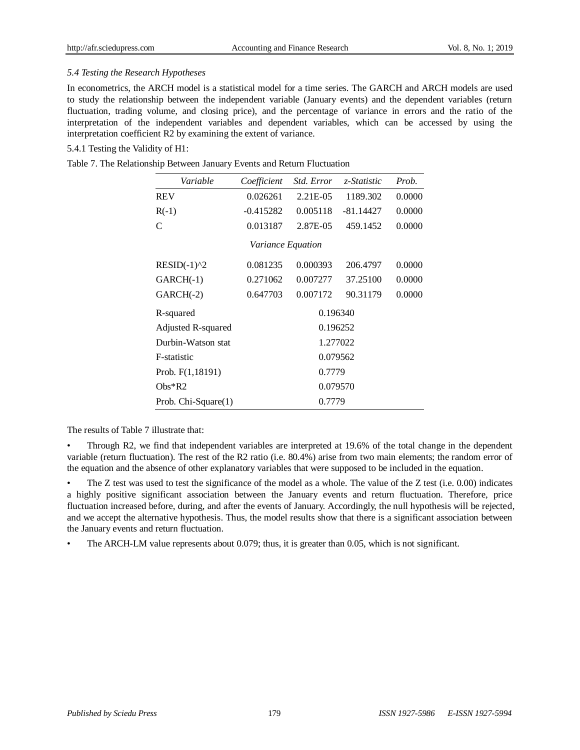*5.4 Testing the Research Hypotheses*

In econometrics, the ARCH model is a statistical model for a time series. The GARCH and ARCH models are used to study the relationship between the independent variable (January events) and the dependent variables (return fluctuation, trading volume, and closing price), and the percentage of variance in errors and the ratio of the interpretation of the independent variables and dependent variables, which can be accessed by using the interpretation coefficient R2 by examining the extent of variance.

5.4.1 Testing the Validity of H1:

Table 7. The Relationship Between January Events and Return Fluctuation

| *Variable* | *Coefficient* | *Std. Error* | *z-Statistic* | *Prob.* |
|---|---|---|---|---|
| REV | 0.026261 | 2.21E-05 | 1189.302 | 0.0000 |
| R(-1) | -0.415282 | 0.005118 | -81.14427 | 0.0000 |
| C | 0.013187 | 2.87E-05 | 459.1452 | 0.0000 |
| | *Variance Equation* | | | |
| RESID(-1)^2 | 0.081235 | 0.000393 | 206.4797 | 0.0000 |
| GARCH(-1) | 0.271062 | 0.007277 | 37.25100 | 0.0000 |
| GARCH(-2) | 0.647703 | 0.007172 | 90.31179 | 0.0000 |
| R-squared | | 0.196340 | | |
| Adjusted R-squared | | 0.196252 | | |
| Durbin-Watson stat | | 1.277022 | | |
| F-statistic | | 0.079562 | | |
| Prob. F(1,18191) | | 0.7779 | | |
| Obs*R2 | | 0.079570 | | |
| Prob. Chi-Square(1) | | 0.7779 | | |

The results of Table 7 illustrate that:

- Through R2, we find that independent variables are interpreted at 19.6% of the total change in the dependent variable (return fluctuation). The rest of the R2 ratio (i.e. 80.4%) arise from two main elements; the random error of the equation and the absence of other explanatory variables that were supposed to be included in the equation.
- The Z test was used to test the significance of the model as a whole. The value of the Z test (i.e. 0.00) indicates a highly positive significant association between the January events and return fluctuation. Therefore, price fluctuation increased before, during, and after the events of January. Accordingly, the null hypothesis will be rejected, and we accept the alternative hypothesis. Thus, the model results show that there is a significant association between the January events and return fluctuation.
- The ARCH-LM value represents about 0.079; thus, it is greater than 0.05, which is not significant.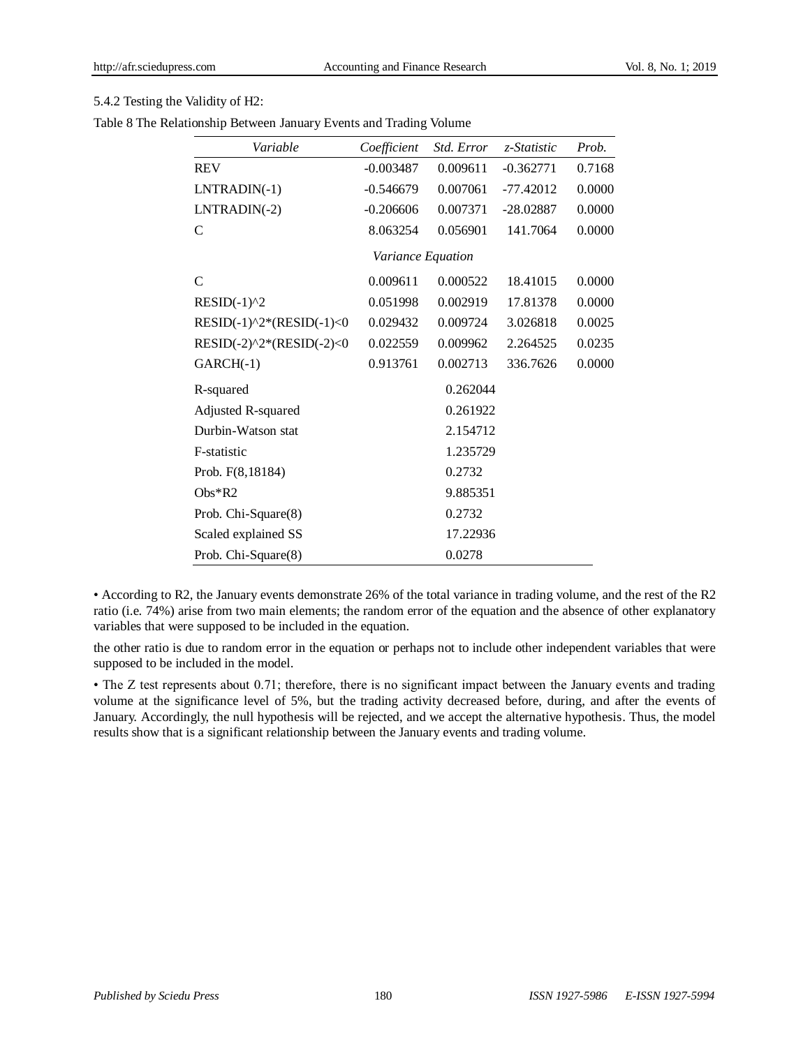5.4.2 Testing the Validity of H2:

Table 8 The Relationship Between January Events and Trading Volume

| *Variable* | *Coefficient* | *Std. Error* | *z-Statistic* | *Prob.* |
|---|---|---|---|---|
| REV | -0.003487 | 0.009611 | -0.362771 | 0.7168 |
| LNTRADIN(-1) | -0.546679 | 0.007061 | -77.42012 | 0.0000 |
| LNTRADIN(-2) | -0.206606 | 0.007371 | -28.02887 | 0.0000 |
| C | 8.063254 | 0.056901 | 141.7064 | 0.0000 |
| | *Variance Equation* | | | |
| C | 0.009611 | 0.000522 | 18.41015 | 0.0000 |
| RESID(-1)^2 | 0.051998 | 0.002919 | 17.81378 | 0.0000 |
| RESID(-1)^2*(RESID(-1)<0 | 0.029432 | 0.009724 | 3.026818 | 0.0025 |
| RESID(-2)^2*(RESID(-2)<0 | 0.022559 | 0.009962 | 2.264525 | 0.0235 |
| GARCH(-1) | 0.913761 | 0.002713 | 336.7626 | 0.0000 |
| R-squared | | 0.262044 | | |
| Adjusted R-squared | | 0.261922 | | |
| Durbin-Watson stat | | 2.154712 | | |
| F-statistic | | 1.235729 | | |
| Prob. F(8,18184) | | 0.2732 | | |
| Obs*R2 | | 9.885351 | | |
| Prob. Chi-Square(8) | | 0.2732 | | |
| Scaled explained SS | | 17.22936 | | |
| Prob. Chi-Square(8) | | 0.0278 | | |

- According to R2, the January events demonstrate 26% of the total variance in trading volume, and the rest of the R2 ratio (i.e. 74%) arise from two main elements; the random error of the equation and the absence of other explanatory variables that were supposed to be included in the equation.

the other ratio is due to random error in the equation or perhaps not to include other independent variables that were supposed to be included in the model.

- The Z test represents about 0.71; therefore, there is no significant impact between the January events and trading volume at the significance level of 5%, but the trading activity decreased before, during, and after the events of January. Accordingly, the null hypothesis will be rejected, and we accept the alternative hypothesis. Thus, the model results show that is a significant relationship between the January events and trading volume.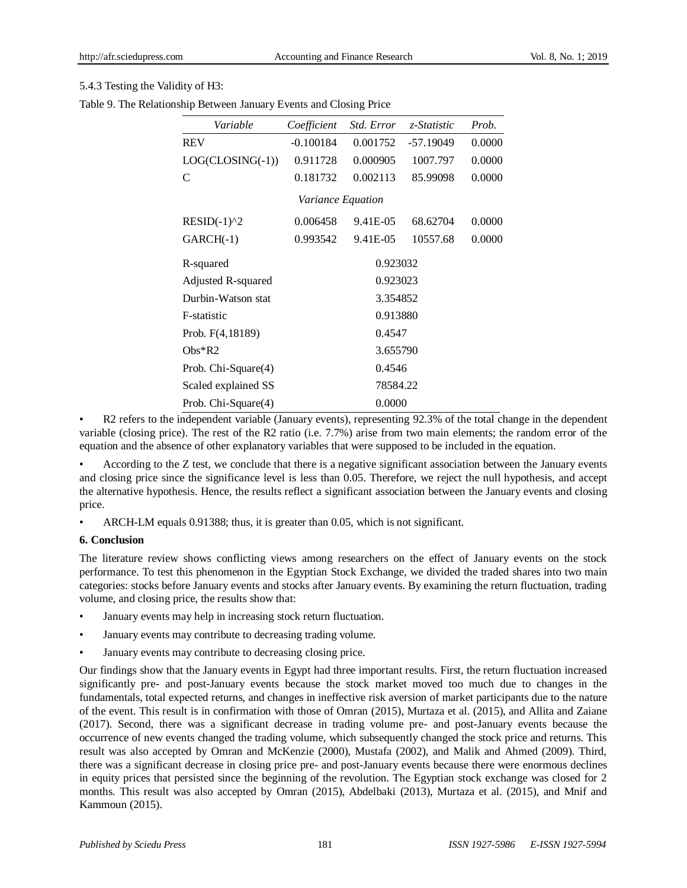5.4.3 Testing the Validity of H3:

Table 9. The Relationship Between January Events and Closing Price

| *Variable* | *Coefficient* | *Std. Error* | *z-Statistic* | *Prob.* |
|---|---|---|---|---|
| REV | -0.100184 | 0.001752 | -57.19049 | 0.0000 |
| LOG(CLOSING(-1)) | 0.911728 | 0.000905 | 1007.797 | 0.0000 |
| C | 0.181732 | 0.002113 | 85.99098 | 0.0000 |
| | | *Variance Equation* | | |
| RESID(-1)^2 | 0.006458 | 9.41E-05 | 68.62704 | 0.0000 |
| GARCH(-1) | 0.993542 | 9.41E-05 | 10557.68 | 0.0000 |
| R-squared | | 0.923032 | | |
| Adjusted R-squared | | 0.923023 | | |
| Durbin-Watson stat | | 3.354852 | | |
| F-statistic | | 0.913880 | | |
| Prob. F(4,18189) | | 0.4547 | | |
| Obs*R2 | | 3.655790 | | |
| Prob. Chi-Square(4) | | 0.4546 | | |
| Scaled explained SS | | 78584.22 | | |
| Prob. Chi-Square(4) | | 0.0000 | | |

- R2 refers to the independent variable (January events), representing 92.3% of the total change in the dependent variable (closing price). The rest of the R2 ratio (i.e. 7.7%) arise from two main elements; the random error of the equation and the absence of other explanatory variables that were supposed to be included in the equation.
- According to the Z test, we conclude that there is a negative significant association between the January events and closing price since the significance level is less than 0.05. Therefore, we reject the null hypothesis, and accept the alternative hypothesis. Hence, the results reflect a significant association between the January events and closing price.
- ARCH-LM equals 0.91388; thus, it is greater than 0.05, which is not significant.

**6. Conclusion**

The literature review shows conflicting views among researchers on the effect of January events on the stock performance. To test this phenomenon in the Egyptian Stock Exchange, we divided the traded shares into two main categories: stocks before January events and stocks after January events. By examining the return fluctuation, trading volume, and closing price, the results show that:

- January events may help in increasing stock return fluctuation.
- January events may contribute to decreasing trading volume.
- January events may contribute to decreasing closing price.

Our findings show that the January events in Egypt had three important results. First, the return fluctuation increased significantly pre- and post-January events because the stock market moved too much due to changes in the fundamentals, total expected returns, and changes in ineffective risk aversion of market participants due to the nature of the event. This result is in confirmation with those of Omran (2015), Murtaza et al. (2015), and Allita and Zaiane (2017). Second, there was a significant decrease in trading volume pre- and post-January events because the occurrence of new events changed the trading volume, which subsequently changed the stock price and returns. This result was also accepted by Omran and McKenzie (2000), Mustafa (2002), and Malik and Ahmed (2009). Third, there was a significant decrease in closing price pre- and post-January events because there were enormous declines in equity prices that persisted since the beginning of the revolution. The Egyptian stock exchange was closed for 2 months. This result was also accepted by Omran (2015), Abdelbaki (2013), Murtaza et al. (2015), and Mnif and Kammoun (2015).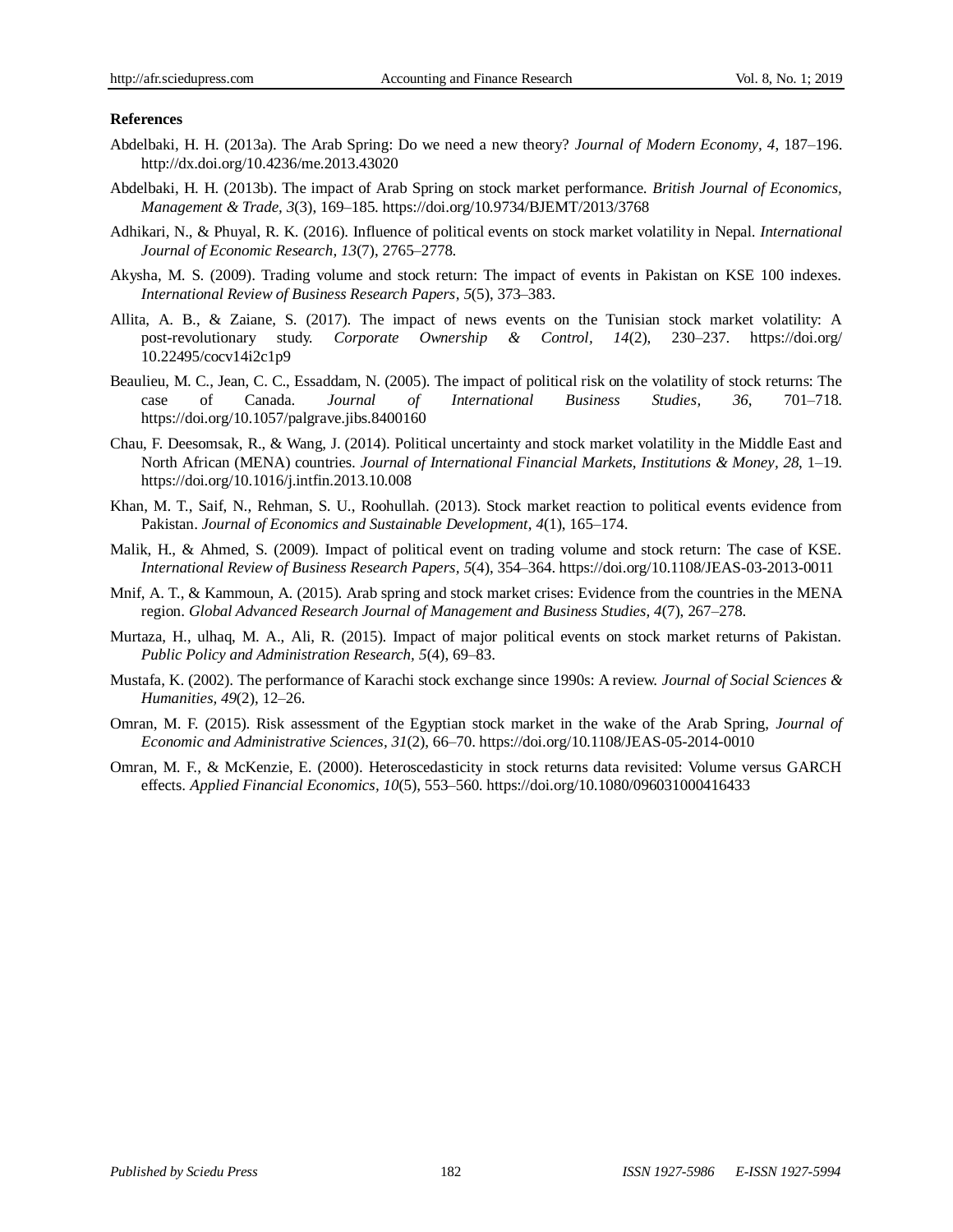**References**

Abdelbaki, H. H. (2013a). The Arab Spring: Do we need a new theory? *Journal of Modern Economy, 4*, 187–196. http://dx.doi.org/10.4236/me.2013.43020

Abdelbaki, H. H. (2013b). The impact of Arab Spring on stock market performance. *British Journal of Economics, Management & Trade, 3*(3), 169–185. https://doi.org/10.9734/BJEMT/2013/3768

Adhikari, N., & Phuyal, R. K. (2016). Influence of political events on stock market volatility in Nepal. *International Journal of Economic Research, 13*(7), 2765–2778.

Akysha, M. S. (2009). Trading volume and stock return: The impact of events in Pakistan on KSE 100 indexes. *International Review of Business Research Papers, 5*(5), 373–383.

Allita, A. B., & Zaiane, S. (2017). The impact of news events on the Tunisian stock market volatility: A post-revolutionary study. *Corporate Ownership & Control, 14*(2), 230–237. https://doi.org/10.22495/cocv14i2c1p9

Beaulieu, M. C., Jean, C. C., Essaddam, N. (2005). The impact of political risk on the volatility of stock returns: The case of Canada. *Journal of International Business Studies, 36*, 701–718. https://doi.org/10.1057/palgrave.jibs.8400160

Chau, F. Deesomsak, R., & Wang, J. (2014). Political uncertainty and stock market volatility in the Middle East and North African (MENA) countries. *Journal of International Financial Markets, Institutions & Money, 28*, 1–19. https://doi.org/10.1016/j.intfin.2013.10.008

Khan, M. T., Saif, N., Rehman, S. U., Roohullah. (2013). Stock market reaction to political events evidence from Pakistan. *Journal of Economics and Sustainable Development, 4*(1), 165–174.

Malik, H., & Ahmed, S. (2009). Impact of political event on trading volume and stock return: The case of KSE. *International Review of Business Research Papers, 5*(4), 354–364. https://doi.org/10.1108/JEAS-03-2013-0011

Mnif, A. T., & Kammoun, A. (2015). Arab spring and stock market crises: Evidence from the countries in the MENA region. *Global Advanced Research Journal of Management and Business Studies, 4*(7), 267–278.

Murtaza, H., ulhaq, M. A., Ali, R. (2015). Impact of major political events on stock market returns of Pakistan. *Public Policy and Administration Research, 5*(4), 69–83.

Mustafa, K. (2002). The performance of Karachi stock exchange since 1990s: A review. *Journal of Social Sciences & Humanities, 49*(2), 12–26.

Omran, M. F. (2015). Risk assessment of the Egyptian stock market in the wake of the Arab Spring, *Journal of Economic and Administrative Sciences, 31*(2), 66–70. https://doi.org/10.1108/JEAS-05-2014-0010

Omran, M. F., & McKenzie, E. (2000). Heteroscedasticity in stock returns data revisited: Volume versus GARCH effects. *Applied Financial Economics, 10*(5), 553–560. https://doi.org/10.1080/096031000416433